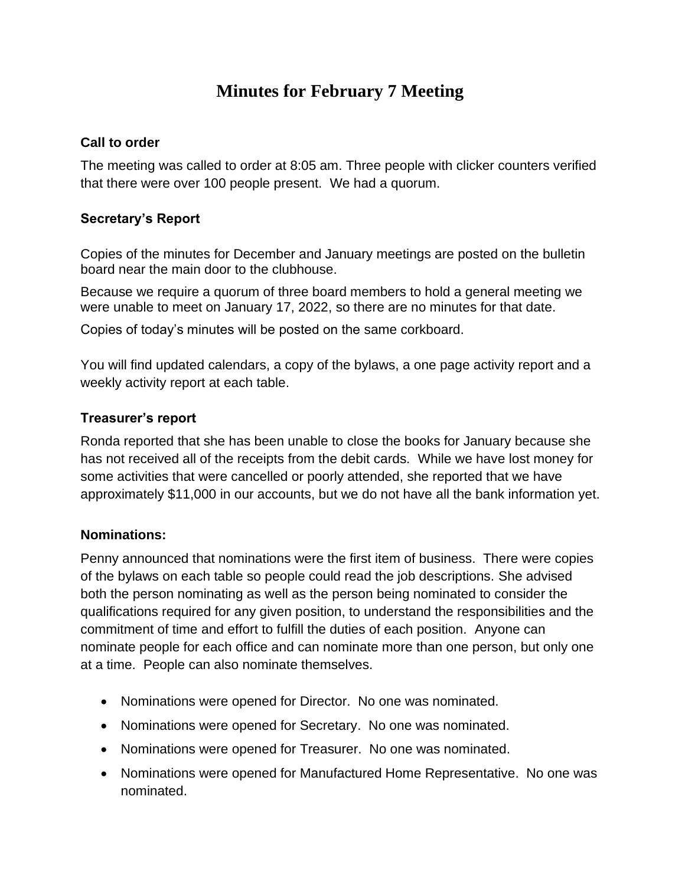# Minutes for February 7 Meeting

### Call to order

The meeting was called to order at 8:05 am. Three people with clicker counters verified that there were over 100 people present. We had a quorum.

### Secretary's Report

Copies of the minutes for December and January meetings are posted on the bulletin board near the main door to the clubhouse.

Because we require a quorum of three board members to hold a general meeting we were unable to meet on January 17, 2022, so there are no minutes for that date.

Copies of today's minutes will be posted on the same corkboard.

You will find updated calendars, a copy of the bylaws, a one page activity report and a weekly activity report at each table.

### Treasurer's report

Ronda reported that she has been unable to close the books for January because she has not received all of the receipts from the debit cards. While we have lost money for some activities that were cancelled or poorly attended, she reported that we have approximately $11,000 in our accounts, but we do not have all the bank information yet.

### Nominations:

Penny announced that nominations were the first item of business. There were copies of the bylaws on each table so people could read the job descriptions. She advised both the person nominating as well as the person being nominated to consider the qualifications required for any given position, to understand the responsibilities and the commitment of time and effort to fulfill the duties of each position. Anyone can nominate people for each office and can nominate more than one person, but only one at a time. People can also nominate themselves.

- Nominations were opened for Director. No one was nominated.
- Nominations were opened for Secretary. No one was nominated.
- Nominations were opened for Treasurer. No one was nominated.
- Nominations were opened for Manufactured Home Representative. No one was nominated.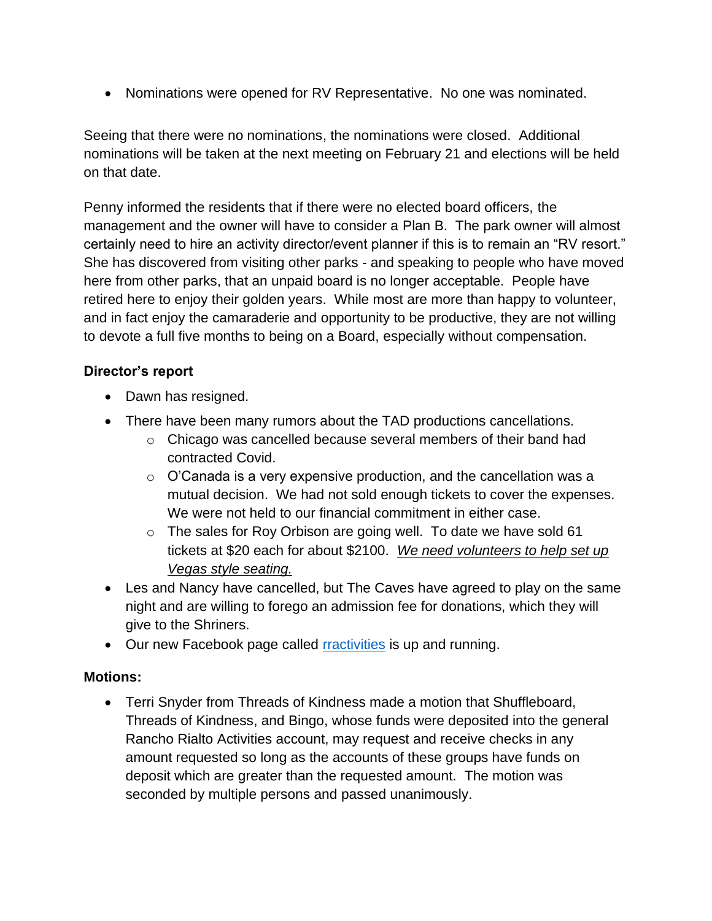- Nominations were opened for RV Representative. No one was nominated.

Seeing that there were no nominations, the nominations were closed. Additional nominations will be taken at the next meeting on February 21 and elections will be held on that date.

Penny informed the residents that if there were no elected board officers, the management and the owner will have to consider a Plan B. The park owner will almost certainly need to hire an activity director/event planner if this is to remain an "RV resort." She has discovered from visiting other parks - and speaking to people who have moved here from other parks, that an unpaid board is no longer acceptable. People have retired here to enjoy their golden years. While most are more than happy to volunteer, and in fact enjoy the camaraderie and opportunity to be productive, they are not willing to devote a full five months to being on a Board, especially without compensation.

**Director's report**

- Dawn has resigned.
- There have been many rumors about the TAD productions cancellations.
  - Chicago was cancelled because several members of their band had contracted Covid.
  - O'Canada is a very expensive production, and the cancellation was a mutual decision. We had not sold enough tickets to cover the expenses. We were not held to our financial commitment in either case.
  - The sales for Roy Orbison are going well. To date we have sold 61 tickets at $20 each for about $2100. *<u>We need volunteers to help set up Vegas style seating.</u>*
- Les and Nancy have cancelled, but The Caves have agreed to play on the same night and are willing to forego an admission fee for donations, which they will give to the Shriners.
- Our new Facebook page called rractivities is up and running.

**Motions:**

- Terri Snyder from Threads of Kindness made a motion that Shuffleboard, Threads of Kindness, and Bingo, whose funds were deposited into the general Rancho Rialto Activities account, may request and receive checks in any amount requested so long as the accounts of these groups have funds on deposit which are greater than the requested amount. The motion was seconded by multiple persons and passed unanimously.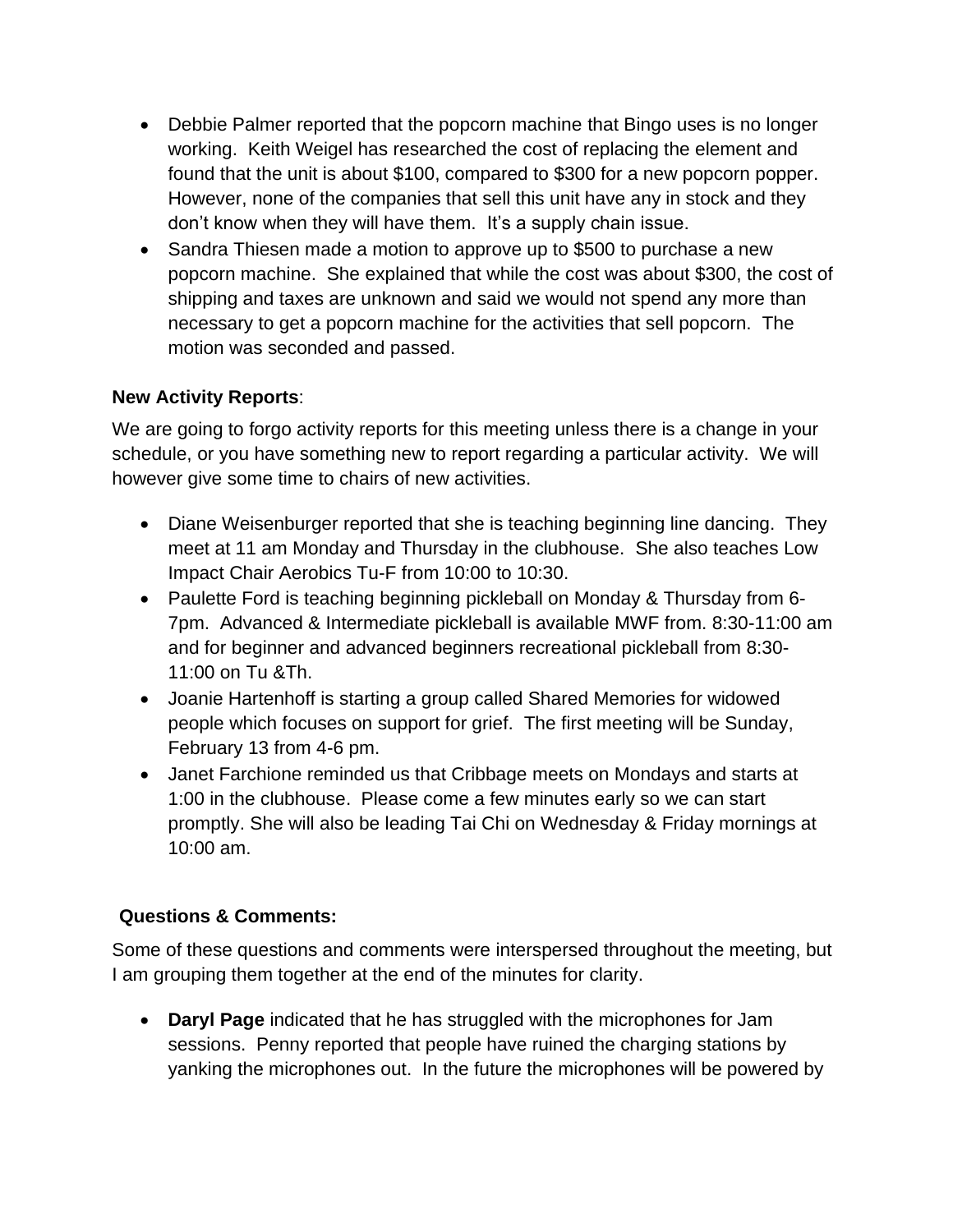- Debbie Palmer reported that the popcorn machine that Bingo uses is no longer working. Keith Weigel has researched the cost of replacing the element and found that the unit is about $100, compared to $300 for a new popcorn popper. However, none of the companies that sell this unit have any in stock and they don't know when they will have them. It's a supply chain issue.
- Sandra Thiesen made a motion to approve up to $500 to purchase a new popcorn machine. She explained that while the cost was about $300, the cost of shipping and taxes are unknown and said we would not spend any more than necessary to get a popcorn machine for the activities that sell popcorn. The motion was seconded and passed.

**New Activity Reports**:

We are going to forgo activity reports for this meeting unless there is a change in your schedule, or you have something new to report regarding a particular activity. We will however give some time to chairs of new activities.

- Diane Weisenburger reported that she is teaching beginning line dancing. They meet at 11 am Monday and Thursday in the clubhouse. She also teaches Low Impact Chair Aerobics Tu-F from 10:00 to 10:30.
- Paulette Ford is teaching beginning pickleball on Monday & Thursday from 6-7pm. Advanced & Intermediate pickleball is available MWF from. 8:30-11:00 am and for beginner and advanced beginners recreational pickleball from 8:30-11:00 on Tu &Th.
- Joanie Hartenhoff is starting a group called Shared Memories for widowed people which focuses on support for grief. The first meeting will be Sunday, February 13 from 4-6 pm.
- Janet Farchione reminded us that Cribbage meets on Mondays and starts at 1:00 in the clubhouse. Please come a few minutes early so we can start promptly. She will also be leading Tai Chi on Wednesday & Friday mornings at 10:00 am.

**Questions & Comments:**

Some of these questions and comments were interspersed throughout the meeting, but I am grouping them together at the end of the minutes for clarity.

- **Daryl Page** indicated that he has struggled with the microphones for Jam sessions. Penny reported that people have ruined the charging stations by yanking the microphones out. In the future the microphones will be powered by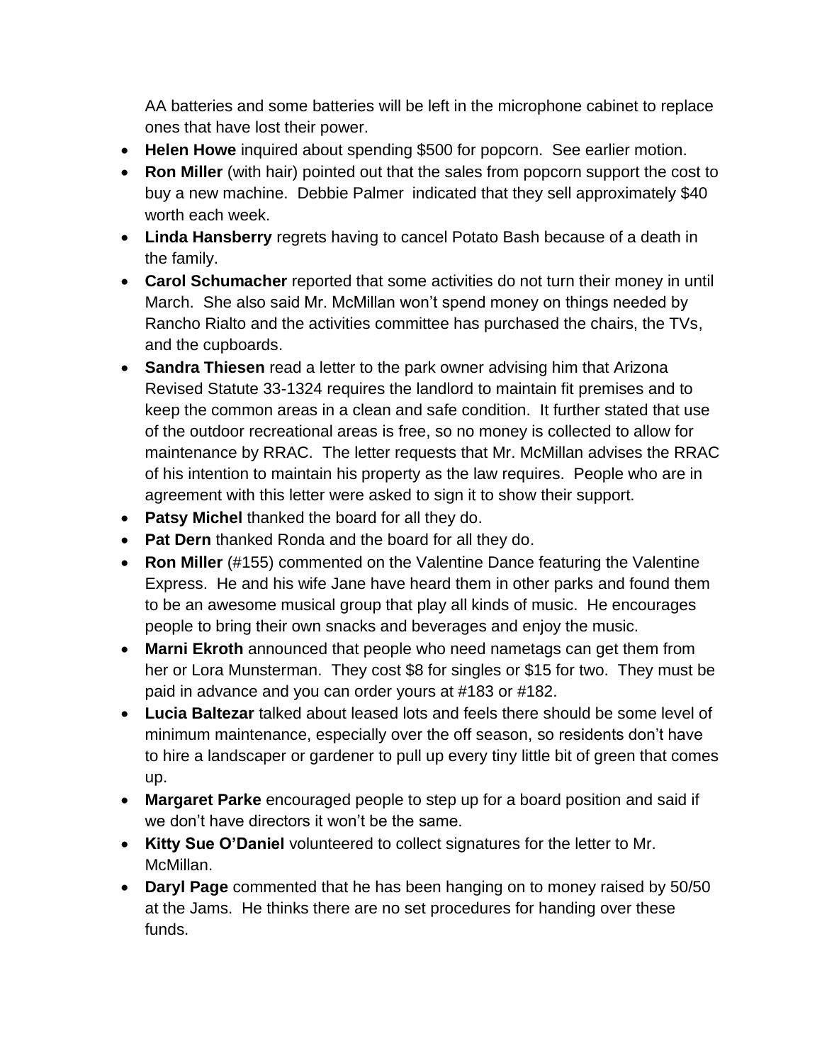AA batteries and some batteries will be left in the microphone cabinet to replace ones that have lost their power.

- **Helen Howe** inquired about spending $500 for popcorn. See earlier motion.
- **Ron Miller** (with hair) pointed out that the sales from popcorn support the cost to buy a new machine. Debbie Palmer indicated that they sell approximately $40 worth each week.
- **Linda Hansberry** regrets having to cancel Potato Bash because of a death in the family.
- **Carol Schumacher** reported that some activities do not turn their money in until March. She also said Mr. McMillan won't spend money on things needed by Rancho Rialto and the activities committee has purchased the chairs, the TVs, and the cupboards.
- **Sandra Thiesen** read a letter to the park owner advising him that Arizona Revised Statute 33-1324 requires the landlord to maintain fit premises and to keep the common areas in a clean and safe condition. It further stated that use of the outdoor recreational areas is free, so no money is collected to allow for maintenance by RRAC. The letter requests that Mr. McMillan advises the RRAC of his intention to maintain his property as the law requires. People who are in agreement with this letter were asked to sign it to show their support.
- **Patsy Michel** thanked the board for all they do.
- **Pat Dern** thanked Ronda and the board for all they do.
- **Ron Miller** (#155) commented on the Valentine Dance featuring the Valentine Express. He and his wife Jane have heard them in other parks and found them to be an awesome musical group that play all kinds of music. He encourages people to bring their own snacks and beverages and enjoy the music.
- **Marni Ekroth** announced that people who need nametags can get them from her or Lora Munsterman. They cost $8 for singles or $15 for two. They must be paid in advance and you can order yours at #183 or #182.
- **Lucia Baltezar** talked about leased lots and feels there should be some level of minimum maintenance, especially over the off season, so residents don't have to hire a landscaper or gardener to pull up every tiny little bit of green that comes up.
- **Margaret Parke** encouraged people to step up for a board position and said if we don't have directors it won't be the same.
- **Kitty Sue O'Daniel** volunteered to collect signatures for the letter to Mr. McMillan.
- **Daryl Page** commented that he has been hanging on to money raised by 50/50 at the Jams. He thinks there are no set procedures for handing over these funds.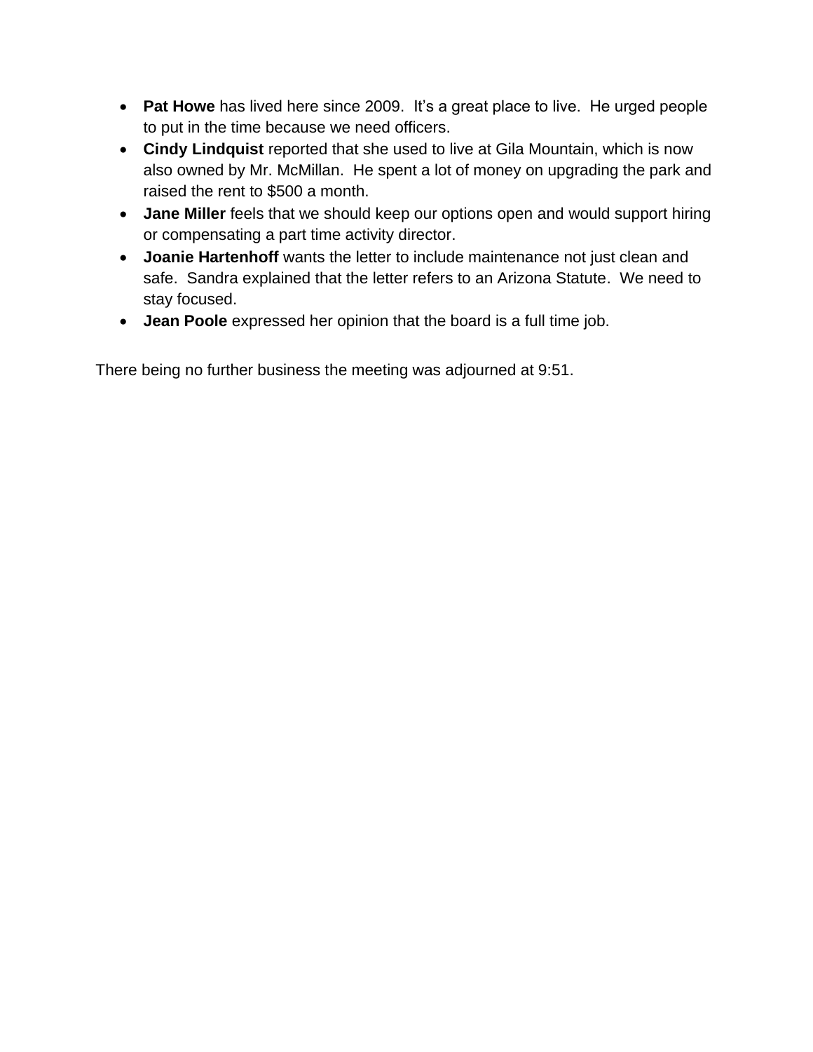- **Pat Howe** has lived here since 2009. It's a great place to live. He urged people to put in the time because we need officers.
- **Cindy Lindquist** reported that she used to live at Gila Mountain, which is now also owned by Mr. McMillan. He spent a lot of money on upgrading the park and raised the rent to $500 a month.
- **Jane Miller** feels that we should keep our options open and would support hiring or compensating a part time activity director.
- **Joanie Hartenhoff** wants the letter to include maintenance not just clean and safe. Sandra explained that the letter refers to an Arizona Statute. We need to stay focused.
- **Jean Poole** expressed her opinion that the board is a full time job.

There being no further business the meeting was adjourned at 9:51.